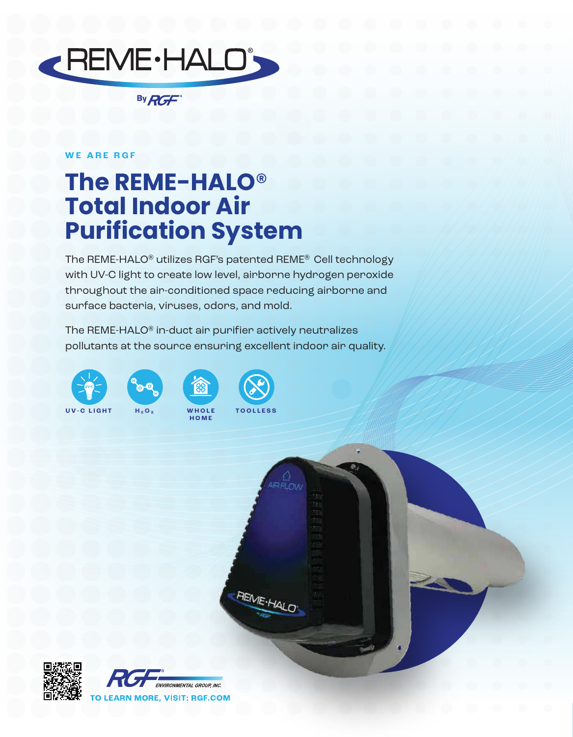REME·HALO®

By RGF®

WE ARE RGF

# The REME-HALO® Total Indoor Air Purification System

The REME-HALO® utilizes RGF's patented REME® Cell technology with UV-C light to create low level, airborne hydrogen peroxide throughout the air-conditioned space reducing airborne and surface bacteria, viruses, odors, and mold.

The REME-HALO® in-duct air purifier actively neutralizes pollutants at the source ensuring excellent indoor air quality.

UV-C LIGHT

$H_2O_2$

WHOLE HOME

TOOLLESS

RGF® ENVIRONMENTAL GROUP, INC.

TO LEARN MORE, VISIT: RGF.COM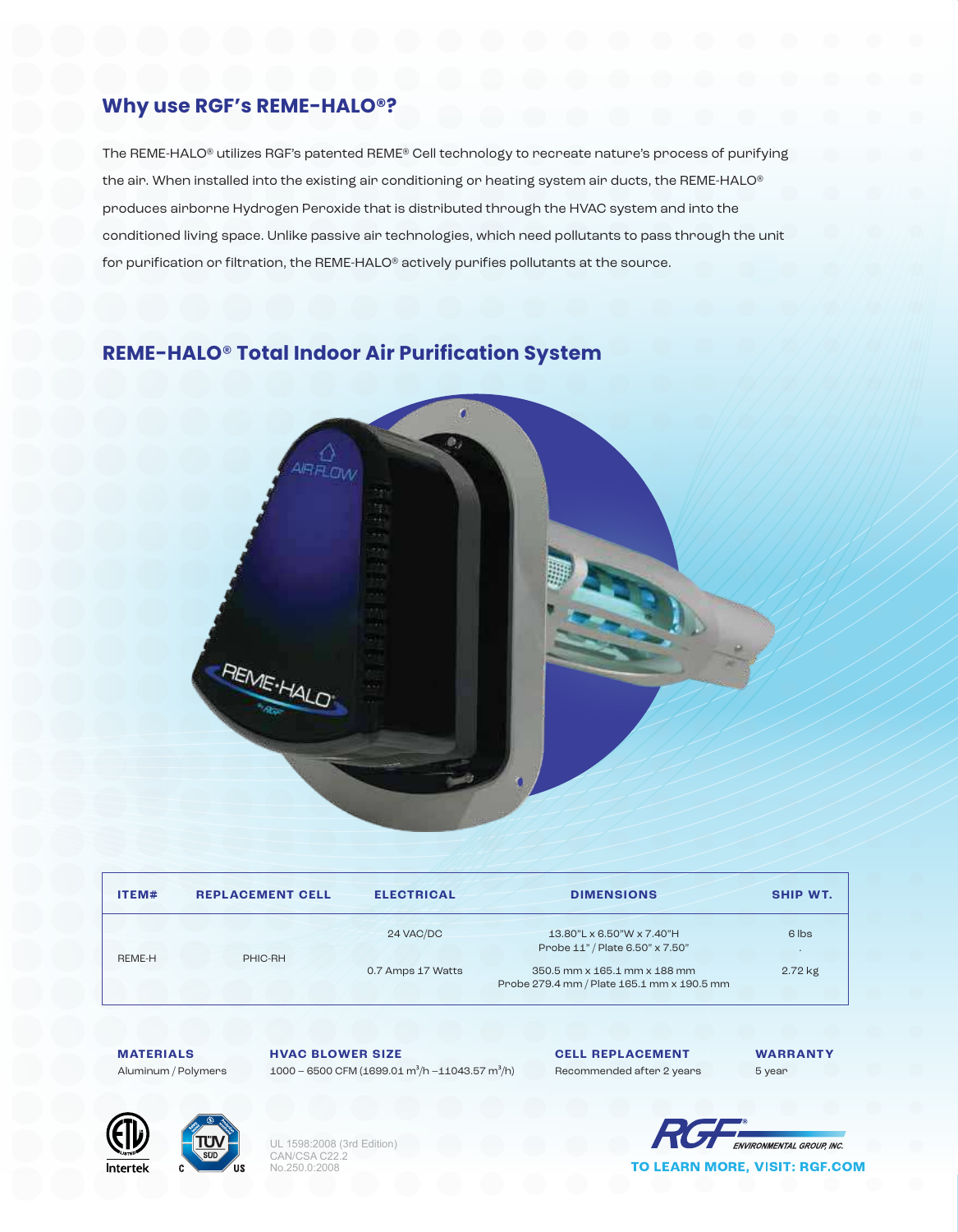## Why use RGF's REME-HALO®?

The REME-HALO® utilizes RGF's patented REME® Cell technology to recreate nature's process of purifying the air. When installed into the existing air conditioning or heating system air ducts, the REME-HALO® produces airborne Hydrogen Peroxide that is distributed through the HVAC system and into the conditioned living space. Unlike passive air technologies, which need pollutants to pass through the unit for purification or filtration, the REME-HALO® actively purifies pollutants at the source.

## REME-HALO® Total Indoor Air Purification System

| ITEM# | REPLACEMENT CELL | ELECTRICAL | DIMENSIONS | SHIP WT. |
|---|---|---|---|---|
| REME-H | PHIC-RH | 24 VAC/DC | 13.80"L x 6.50"W x 7.40"H<br>Probe 11" / Plate 6.50" x 7.50" | 6 lbs |
| | | 0.7 Amps 17 Watts | 350.5 mm x 165.1 mm x 188 mm<br>Probe 279.4 mm / Plate 165.1 mm x 190.5 mm | 2.72 kg |

**MATERIALS**
Aluminum / Polymers

**HVAC BLOWER SIZE**
1000 – 6500 CFM (1699.01 $m^3/h$ – 11043.57 $m^3/h$)

**CELL REPLACEMENT**
Recommended after 2 years

**WARRANTY**
5 year

Intertek

C TÜV SÜD US

UL 1598:2008 (3rd Edition)
CAN/CSA C22.2
No.250.0:2008

RGF® ENVIRONMENTAL GROUP, INC.

**TO LEARN MORE, VISIT: RGF.COM**